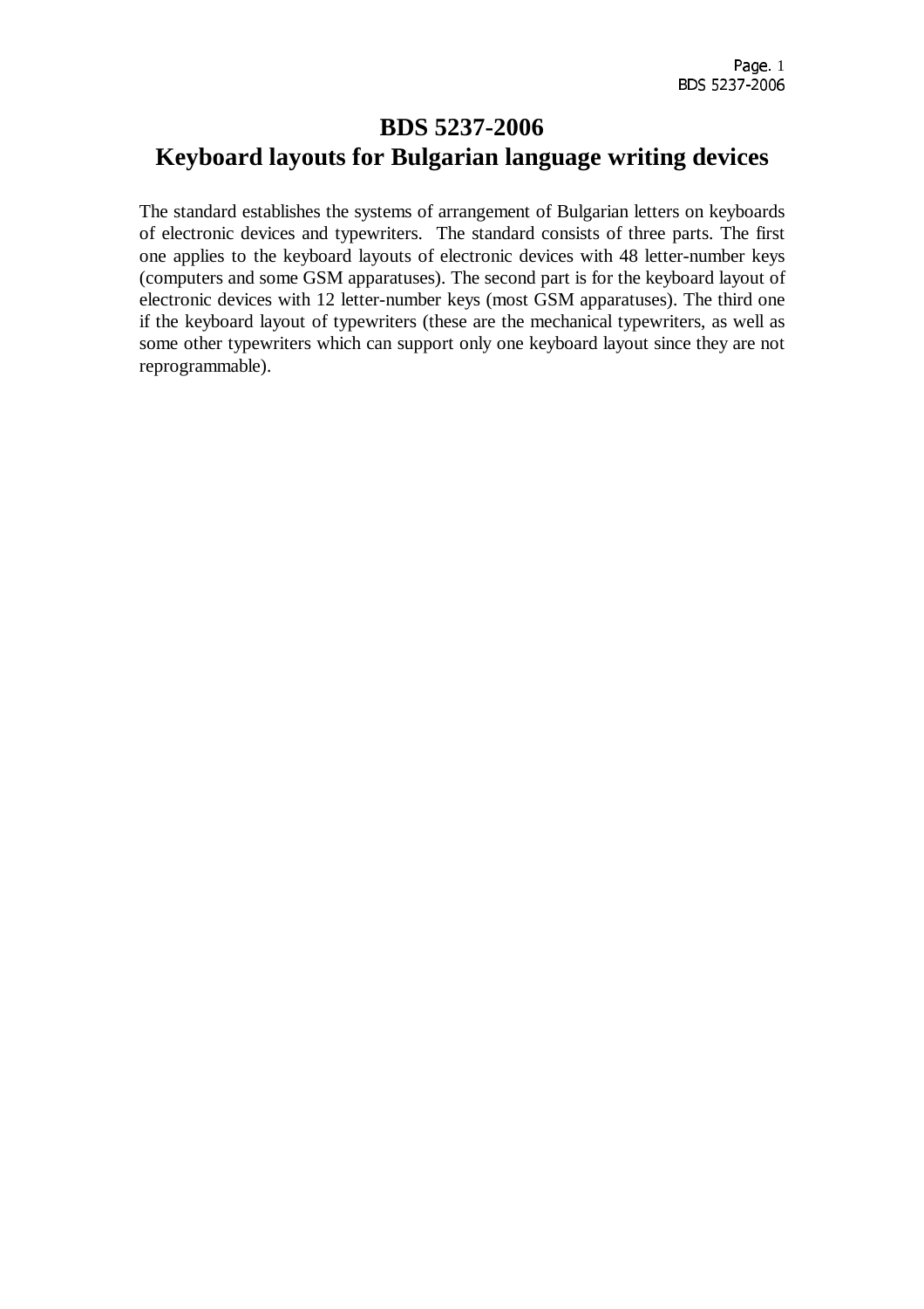# BDS 5237-2006
# Keyboard layouts for Bulgarian language writing devices

The standard establishes the systems of arrangement of Bulgarian letters on keyboards of electronic devices and typewriters. The standard consists of three parts. The first one applies to the keyboard layouts of electronic devices with 48 letter-number keys (computers and some GSM apparatuses). The second part is for the keyboard layout of electronic devices with 12 letter-number keys (most GSM apparatuses). The third one if the keyboard layout of typewriters (these are the mechanical typewriters, as well as some other typewriters which can support only one keyboard layout since they are not reprogrammable).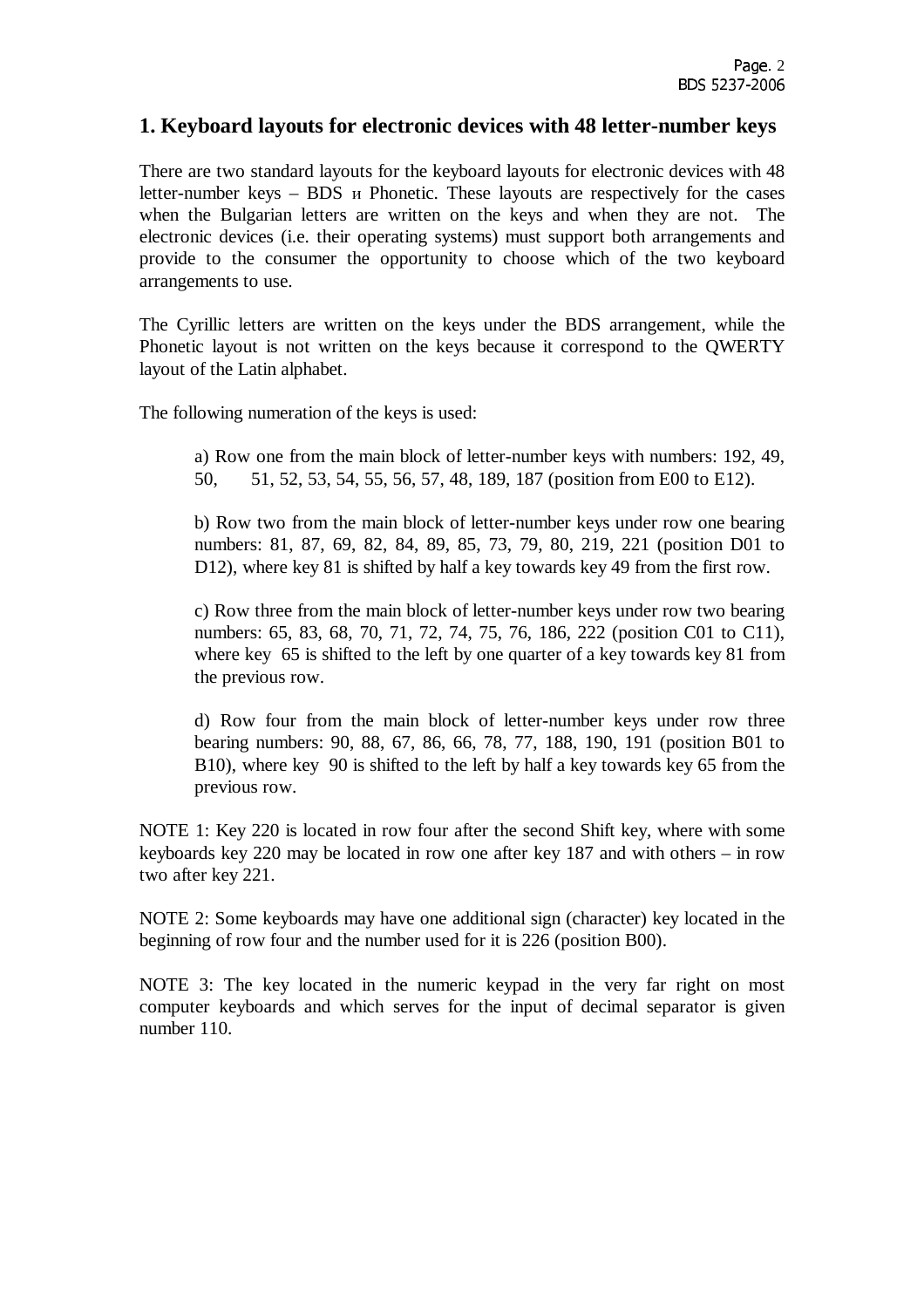# 1. Keyboard layouts for electronic devices with 48 letter-number keys

There are two standard layouts for the keyboard layouts for electronic devices with 48 letter-number keys – BDS и Phonetic. These layouts are respectively for the cases when the Bulgarian letters are written on the keys and when they are not. The electronic devices (i.e. their operating systems) must support both arrangements and provide to the consumer the opportunity to choose which of the two keyboard arrangements to use.

The Cyrillic letters are written on the keys under the BDS arrangement, while the Phonetic layout is not written on the keys because it correspond to the QWERTY layout of the Latin alphabet.

The following numeration of the keys is used:

a) Row one from the main block of letter-number keys with numbers: 192, 49, 50, 51, 52, 53, 54, 55, 56, 57, 48, 189, 187 (position from E00 to E12).

b) Row two from the main block of letter-number keys under row one bearing numbers: 81, 87, 69, 82, 84, 89, 85, 73, 79, 80, 219, 221 (position D01 to D12), where key 81 is shifted by half a key towards key 49 from the first row.

c) Row three from the main block of letter-number keys under row two bearing numbers: 65, 83, 68, 70, 71, 72, 74, 75, 76, 186, 222 (position C01 to C11), where key 65 is shifted to the left by one quarter of a key towards key 81 from the previous row.

d) Row four from the main block of letter-number keys under row three bearing numbers: 90, 88, 67, 86, 66, 78, 77, 188, 190, 191 (position B01 to B10), where key 90 is shifted to the left by half a key towards key 65 from the previous row.

NOTE 1: Key 220 is located in row four after the second Shift key, where with some keyboards key 220 may be located in row one after key 187 and with others – in row two after key 221.

NOTE 2: Some keyboards may have one additional sign (character) key located in the beginning of row four and the number used for it is 226 (position B00).

NOTE 3: The key located in the numeric keypad in the very far right on most computer keyboards and which serves for the input of decimal separator is given number 110.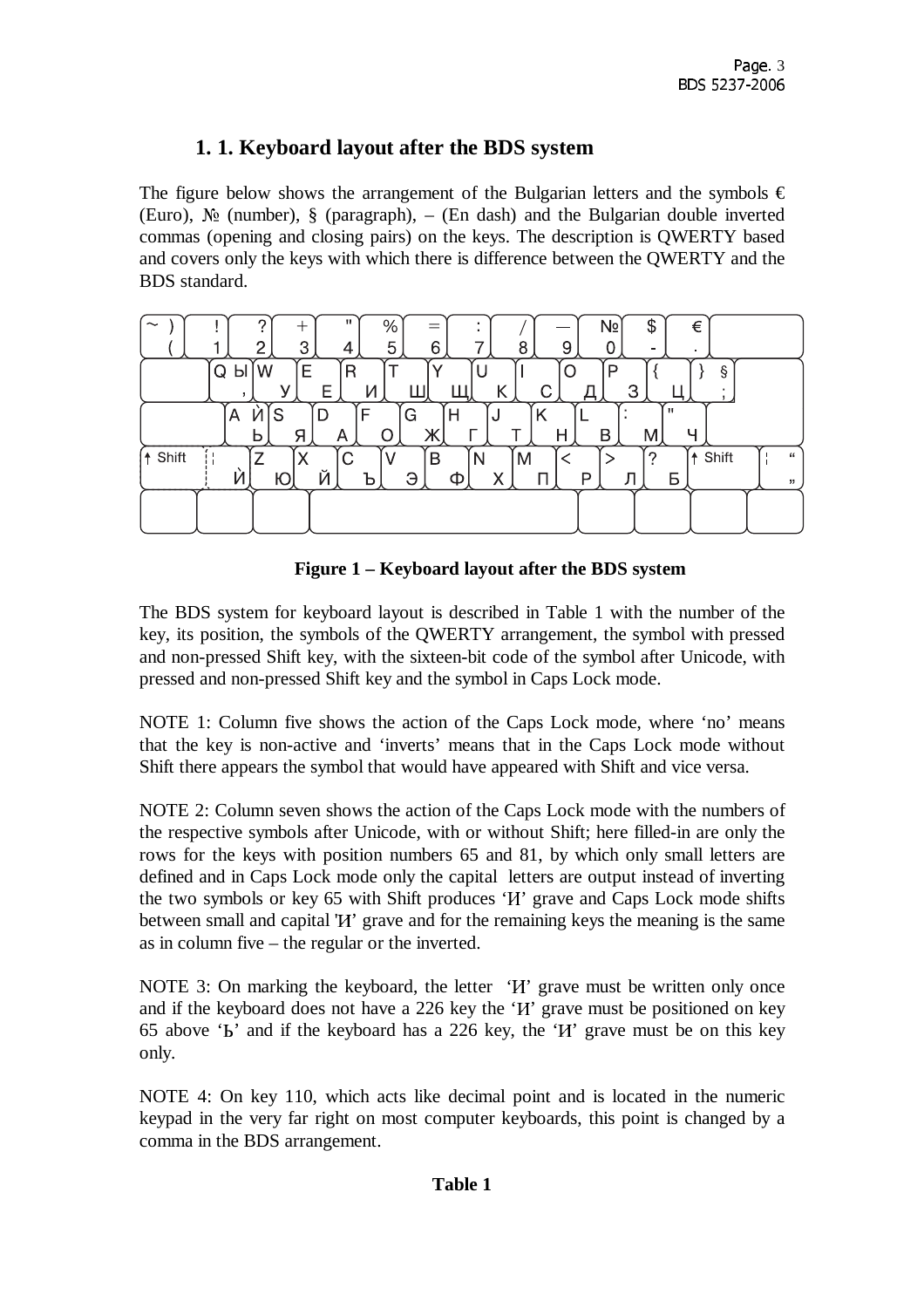## 1. 1. Keyboard layout after the BDS system

The figure below shows the arrangement of the Bulgarian letters and the symbols € (Euro), № (number), § (paragraph), – (En dash) and the Bulgarian double inverted commas (opening and closing pairs) on the keys. The description is QWERTY based and covers only the keys with which there is difference between the QWERTY and the BDS standard.

**Figure 1 – Keyboard layout after the BDS system**

The BDS system for keyboard layout is described in Table 1 with the number of the key, its position, the symbols of the QWERTY arrangement, the symbol with pressed and non-pressed Shift key, with the sixteen-bit code of the symbol after Unicode, with pressed and non-pressed Shift key and the symbol in Caps Lock mode.

NOTE 1: Column five shows the action of the Caps Lock mode, where 'no' means that the key is non-active and 'inverts' means that in the Caps Lock mode without Shift there appears the symbol that would have appeared with Shift and vice versa.

NOTE 2: Column seven shows the action of the Caps Lock mode with the numbers of the respective symbols after Unicode, with or without Shift; here filled-in are only the rows for the keys with position numbers 65 and 81, by which only small letters are defined and in Caps Lock mode only the capital letters are output instead of inverting the two symbols or key 65 with Shift produces 'Ѝ' grave and Caps Lock mode shifts between small and capital 'Ѝ' grave and for the remaining keys the meaning is the same as in column five – the regular or the inverted.

NOTE 3: On marking the keyboard, the letter 'Ѝ' grave must be written only once and if the keyboard does not have a 226 key the 'Ѝ' grave must be positioned on key 65 above 'Ь' and if the keyboard has a 226 key, the 'Ѝ' grave must be on this key only.

NOTE 4: On key 110, which acts like decimal point and is located in the numeric keypad in the very far right on most computer keyboards, this point is changed by a comma in the BDS arrangement.

**Table 1**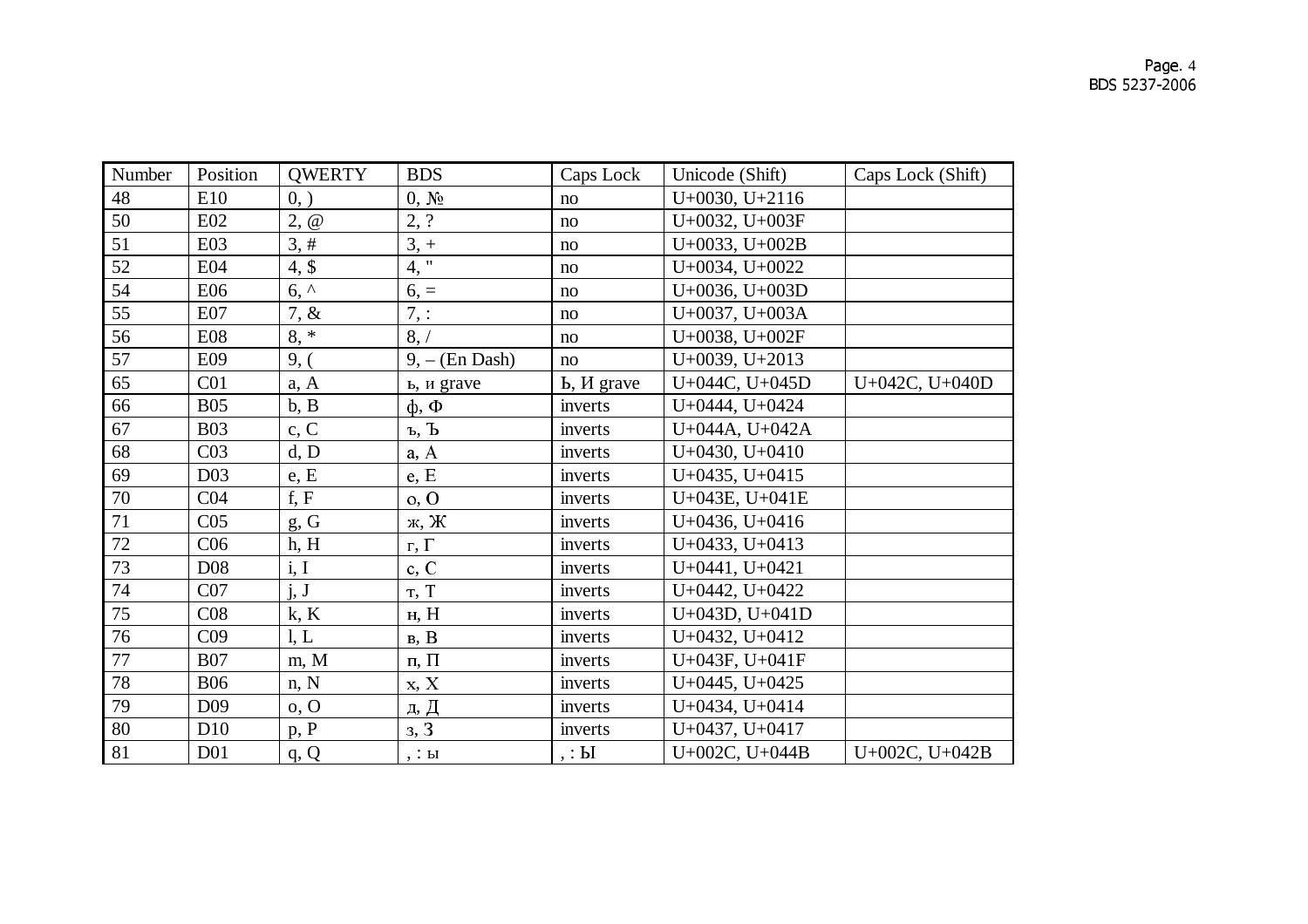| Number | Position | QWERTY | BDS | Caps Lock | Unicode (Shift) | Caps Lock (Shift) |
|---|---|---|---|---|---|---|
| 48 | E10 | 0, ) | 0, № | no | U+0030, U+2116 | |
| 50 | E02 | 2, @ | 2, ? | no | U+0032, U+003F | |
| 51 | E03 | 3, # | 3, + | no | U+0033, U+002B | |
| 52 | E04 | 4, $ | 4, " | no | U+0034, U+0022 | |
| 54 | E06 | 6, ^ | 6, = | no | U+0036, U+003D | |
| 55 | E07 | 7, & | 7, : | no | U+0037, U+003A | |
| 56 | E08 | 8, * | 8, / | no | U+0038, U+002F | |
| 57 | E09 | 9, ( | 9, – (En Dash) | no | U+0039, U+2013 | |
| 65 | C01 | a, A | ь, и grave | Ь, И grave | U+044C, U+045D | U+042C, U+040D |
| 66 | B05 | b, B | ф, Ф | inverts | U+0444, U+0424 | |
| 67 | B03 | c, C | ъ, Ъ | inverts | U+044A, U+042A | |
| 68 | C03 | d, D | а, А | inverts | U+0430, U+0410 | |
| 69 | D03 | e, E | е, Е | inverts | U+0435, U+0415 | |
| 70 | C04 | f, F | о, О | inverts | U+043E, U+041E | |
| 71 | C05 | g, G | ж, Ж | inverts | U+0436, U+0416 | |
| 72 | C06 | h, H | г, Г | inverts | U+0433, U+0413 | |
| 73 | D08 | i, I | с, С | inverts | U+0441, U+0421 | |
| 74 | C07 | j, J | т, Т | inverts | U+0442, U+0422 | |
| 75 | C08 | k, K | н, Н | inverts | U+043D, U+041D | |
| 76 | C09 | l, L | в, В | inverts | U+0432, U+0412 | |
| 77 | B07 | m, M | п, П | inverts | U+043F, U+041F | |
| 78 | B06 | n, N | х, Х | inverts | U+0445, U+0425 | |
| 79 | D09 | o, O | д, Д | inverts | U+0434, U+0414 | |
| 80 | D10 | p, P | з, З | inverts | U+0437, U+0417 | |
| 81 | D01 | q, Q | , : ы | , : Ы | U+002C, U+044B | U+002C, U+042B |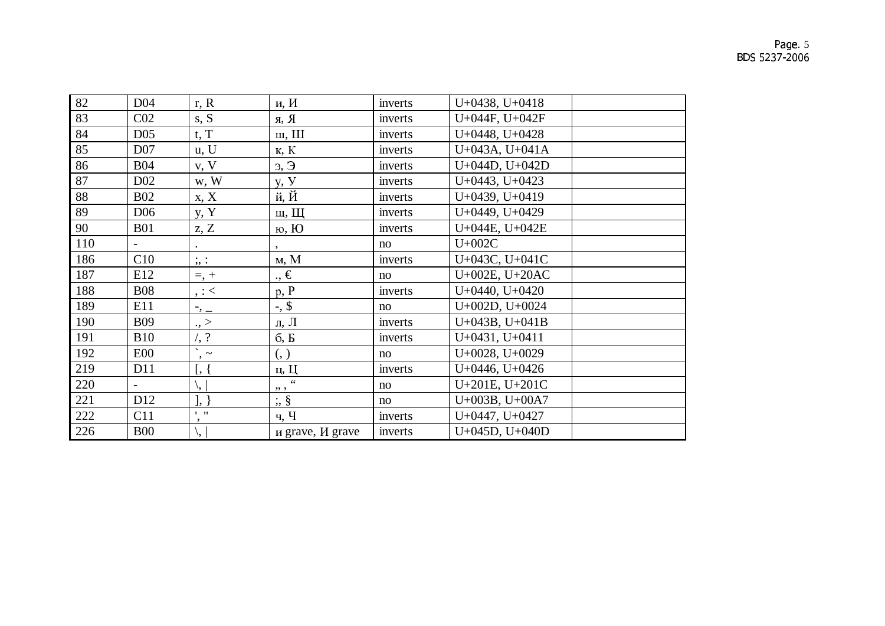| | | | | | | |
|---|---|---|---|---|---|---|
| 82 | D04 | r, R | и, И | inverts | U+0438, U+0418 | |
| 83 | C02 | s, S | я, Я | inverts | U+044F, U+042F | |
| 84 | D05 | t, T | ш, Ш | inverts | U+0448, U+0428 | |
| 85 | D07 | u, U | к, К | inverts | U+043A, U+041A | |
| 86 | B04 | v, V | э, Э | inverts | U+044D, U+042D | |
| 87 | D02 | w, W | у, У | inverts | U+0443, U+0423 | |
| 88 | B02 | x, X | й, Й | inverts | U+0439, U+0419 | |
| 89 | D06 | y, Y | щ, Щ | inverts | U+0449, U+0429 | |
| 90 | B01 | z, Z | ю, Ю | inverts | U+044E, U+042E | |
| 110 | - | . | , | no | U+002C | |
| 186 | C10 | ;, : | м, М | inverts | U+043C, U+041C | |
| 187 | E12 | =, + | ., € | no | U+002E, U+20AC | |
| 188 | B08 | , : < | р, Р | inverts | U+0440, U+0420 | |
| 189 | E11 | -, _ | -, $ | no | U+002D, U+0024 | |
| 190 | B09 | ., > | л, Л | inverts | U+043B, U+041B | |
| 191 | B10 | /, ? | б, Б | inverts | U+0431, U+0411 | |
| 192 | E00 | `, ~ | (, ) | no | U+0028, U+0029 | |
| 219 | D11 | [, { | ц, Ц | inverts | U+0446, U+0426 | |
| 220 | - | \, \| | „ , “ | no | U+201E, U+201C | |
| 221 | D12 | ], } | ;, § | no | U+003B, U+00A7 | |
| 222 | C11 | ', " | ч, Ч | inverts | U+0447, U+0427 | |
| 226 | B00 | \, \| | и grave, И grave | inverts | U+045D, U+040D | |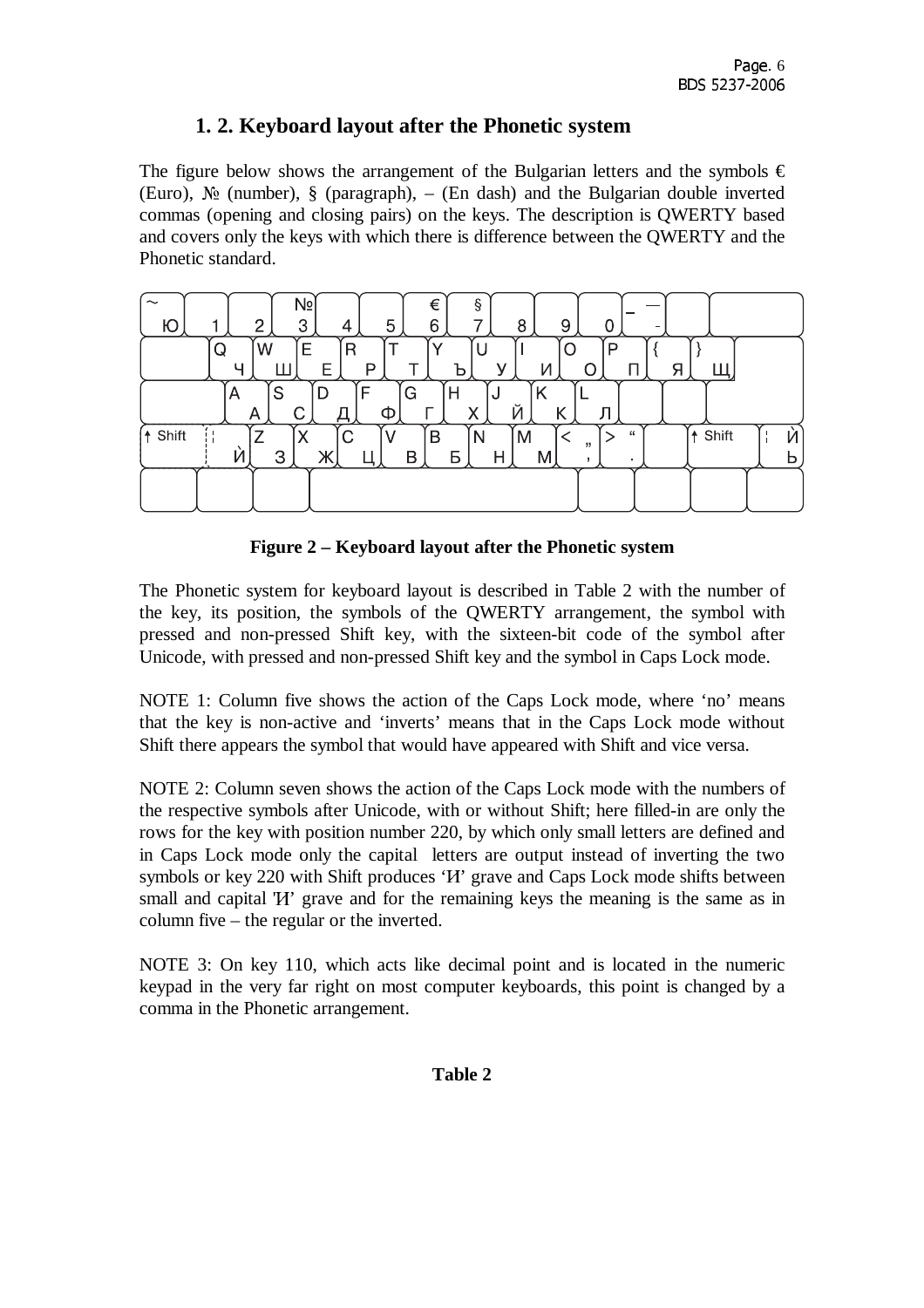## 1. 2. Keyboard layout after the Phonetic system

The figure below shows the arrangement of the Bulgarian letters and the symbols € (Euro), № (number), § (paragraph), – (En dash) and the Bulgarian double inverted commas (opening and closing pairs) on the keys. The description is QWERTY based and covers only the keys with which there is difference between the QWERTY and the Phonetic standard.

**Figure 2 – Keyboard layout after the Phonetic system**

The Phonetic system for keyboard layout is described in Table 2 with the number of the key, its position, the symbols of the QWERTY arrangement, the symbol with pressed and non-pressed Shift key, with the sixteen-bit code of the symbol after Unicode, with pressed and non-pressed Shift key and the symbol in Caps Lock mode.

NOTE 1: Column five shows the action of the Caps Lock mode, where 'no' means that the key is non-active and 'inverts' means that in the Caps Lock mode without Shift there appears the symbol that would have appeared with Shift and vice versa.

NOTE 2: Column seven shows the action of the Caps Lock mode with the numbers of the respective symbols after Unicode, with or without Shift; here filled-in are only the rows for the key with position number 220, by which only small letters are defined and in Caps Lock mode only the capital letters are output instead of inverting the two symbols or key 220 with Shift produces 'Ѝ' grave and Caps Lock mode shifts between small and capital 'Ѝ' grave and for the remaining keys the meaning is the same as in column five – the regular or the inverted.

NOTE 3: On key 110, which acts like decimal point and is located in the numeric keypad in the very far right on most computer keyboards, this point is changed by a comma in the Phonetic arrangement.

**Table 2**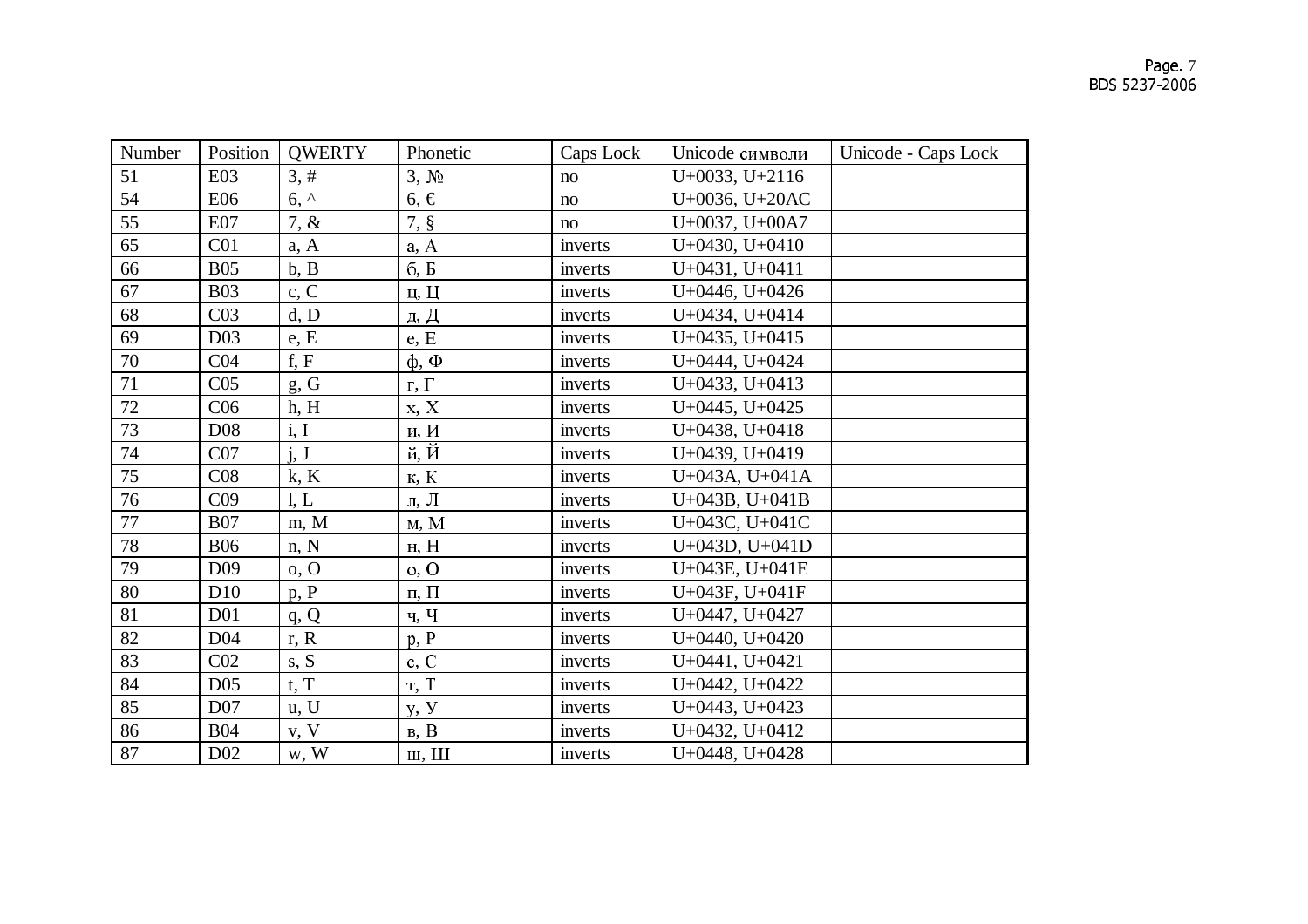| Number | Position | QWERTY | Phonetic | Caps Lock | Unicode символи | Unicode - Caps Lock |
|---|---|---|---|---|---|---|
| 51 | E03 | 3, # | 3, № | no | U+0033, U+2116 | |
| 54 | E06 | 6, ^ | 6, € | no | U+0036, U+20AC | |
| 55 | E07 | 7, & | 7, § | no | U+0037, U+00A7 | |
| 65 | C01 | a, A | а, А | inverts | U+0430, U+0410 | |
| 66 | B05 | b, B | б, Б | inverts | U+0431, U+0411 | |
| 67 | B03 | c, C | ц, Ц | inverts | U+0446, U+0426 | |
| 68 | C03 | d, D | д, Д | inverts | U+0434, U+0414 | |
| 69 | D03 | e, E | е, Е | inverts | U+0435, U+0415 | |
| 70 | C04 | f, F | ф, Ф | inverts | U+0444, U+0424 | |
| 71 | C05 | g, G | г, Г | inverts | U+0433, U+0413 | |
| 72 | C06 | h, H | х, Х | inverts | U+0445, U+0425 | |
| 73 | D08 | i, I | и, И | inverts | U+0438, U+0418 | |
| 74 | C07 | j, J | й, Й | inverts | U+0439, U+0419 | |
| 75 | C08 | k, K | к, К | inverts | U+043A, U+041A | |
| 76 | C09 | l, L | л, Л | inverts | U+043B, U+041B | |
| 77 | B07 | m, M | м, М | inverts | U+043C, U+041C | |
| 78 | B06 | n, N | н, Н | inverts | U+043D, U+041D | |
| 79 | D09 | o, O | о, О | inverts | U+043E, U+041E | |
| 80 | D10 | p, P | п, П | inverts | U+043F, U+041F | |
| 81 | D01 | q, Q | ч, Ч | inverts | U+0447, U+0427 | |
| 82 | D04 | r, R | р, Р | inverts | U+0440, U+0420 | |
| 83 | C02 | s, S | с, С | inverts | U+0441, U+0421 | |
| 84 | D05 | t, T | т, Т | inverts | U+0442, U+0422 | |
| 85 | D07 | u, U | у, У | inverts | U+0443, U+0423 | |
| 86 | B04 | v, V | в, В | inverts | U+0432, U+0412 | |
| 87 | D02 | w, W | ш, Ш | inverts | U+0448, U+0428 | |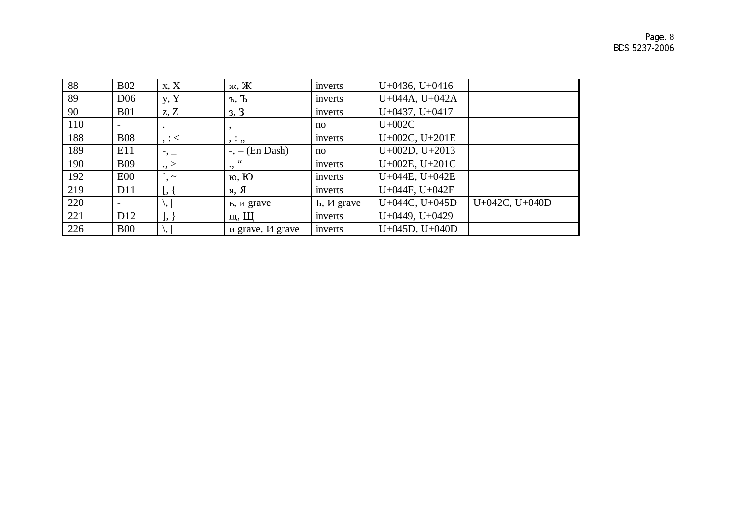| 88 | B02 | x, X | ж, Ж | inverts | U+0436, U+0416 | |
|---|---|---|---|---|---|---|
| 89 | D06 | y, Y | ъ, Ъ | inverts | U+044A, U+042A | |
| 90 | B01 | z, Z | з, З | inverts | U+0437, U+0417 | |
| 110 | - | . | , | no | U+002C | |
| 188 | B08 | , : < | , : „ | inverts | U+002C, U+201E | |
| 189 | E11 | -, _ | -, – (En Dash) | no | U+002D, U+2013 | |
| 190 | B09 | ., > | ., “ | inverts | U+002E, U+201C | |
| 192 | E00 | `, ~ | ю, Ю | inverts | U+044E, U+042E | |
| 219 | D11 | [, { | я, Я | inverts | U+044F, U+042F | |
| 220 | - | \, \| | ь, и grave | Ь, И grave | U+044C, U+045D | U+042C, U+040D |
| 221 | D12 | ], } | щ, Щ | inverts | U+0449, U+0429 | |
| 226 | B00 | \, \| | и grave, И grave | inverts | U+045D, U+040D | |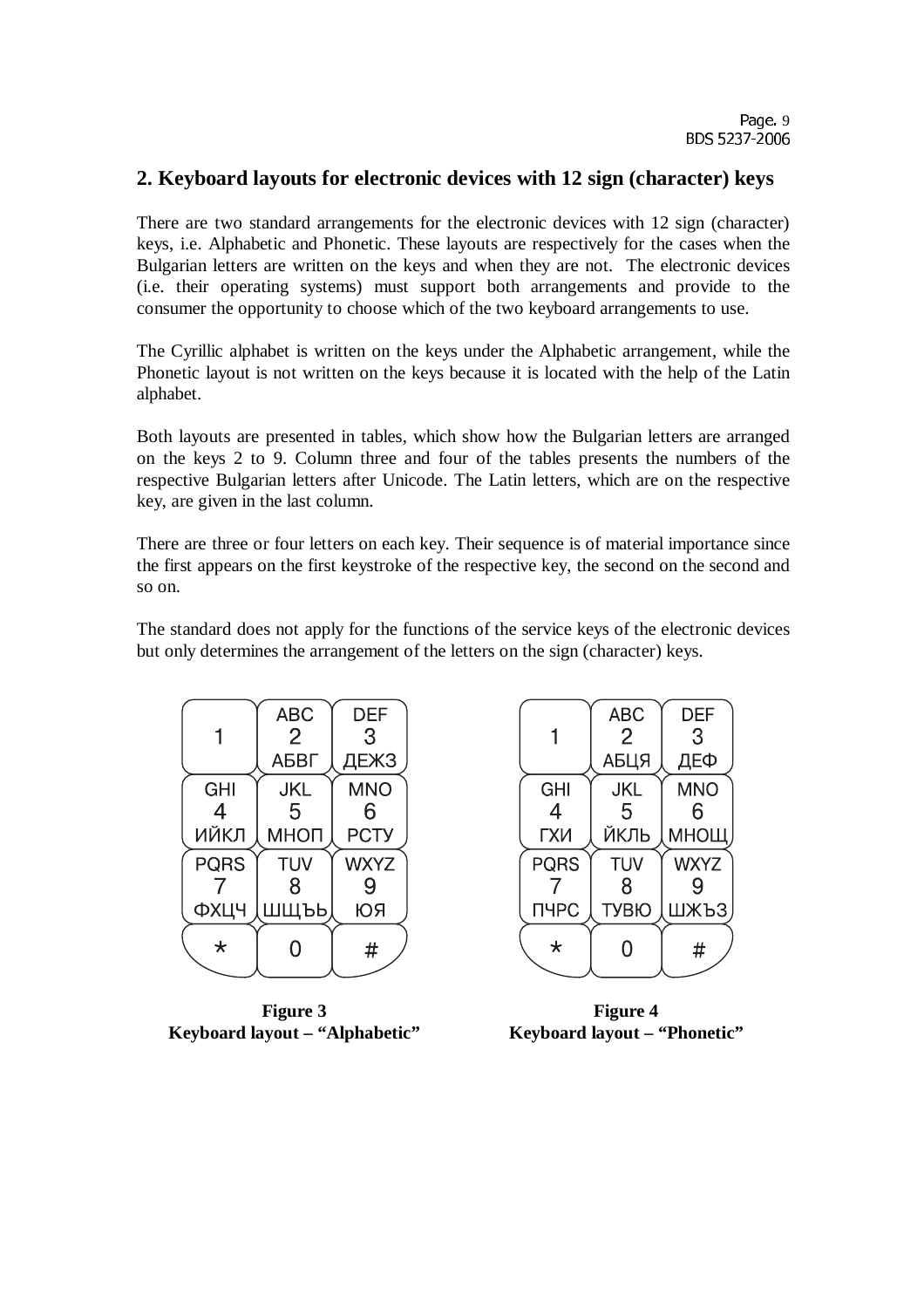## 2. Keyboard layouts for electronic devices with 12 sign (character) keys

There are two standard arrangements for the electronic devices with 12 sign (character) keys, i.e. Alphabetic and Phonetic. These layouts are respectively for the cases when the Bulgarian letters are written on the keys and when they are not. The electronic devices (i.e. their operating systems) must support both arrangements and provide to the consumer the opportunity to choose which of the two keyboard arrangements to use.

The Cyrillic alphabet is written on the keys under the Alphabetic arrangement, while the Phonetic layout is not written on the keys because it is located with the help of the Latin alphabet.

Both layouts are presented in tables, which show how the Bulgarian letters are arranged on the keys 2 to 9. Column three and four of the tables presents the numbers of the respective Bulgarian letters after Unicode. The Latin letters, which are on the respective key, are given in the last column.

There are three or four letters on each key. Their sequence is of material importance since the first appears on the first keystroke of the respective key, the second on the second and so on.

The standard does not apply for the functions of the service keys of the electronic devices but only determines the arrangement of the letters on the sign (character) keys.

| 1 | ABC<br>2<br>АБВГ | DEF<br>3<br>ДЕЖЗ |
|---|---|---|
| GHI<br>4<br>ИЙКЛ | JKL<br>5<br>МНОП | MNO<br>6<br>РСТУ |
| PQRS<br>7<br>ФХЦЧ | TUV<br>8<br>ШЩЪЬ | WXYZ<br>9<br>ЮЯ |
| * | 0 | # |

**Figure 3**
**Keyboard layout – "Alphabetic"**

| 1 | ABC<br>2<br>АБЦЯ | DEF<br>3<br>ДЕФ |
|---|---|---|
| GHI<br>4<br>ГХИ | JKL<br>5<br>ЙКЛЬ | MNO<br>6<br>МНОЩ |
| PQRS<br>7<br>ПЧРС | TUV<br>8<br>ТУВЮ | WXYZ<br>9<br>ШЖЪЗ |
| * | 0 | # |

**Figure 4**
**Keyboard layout – "Phonetic"**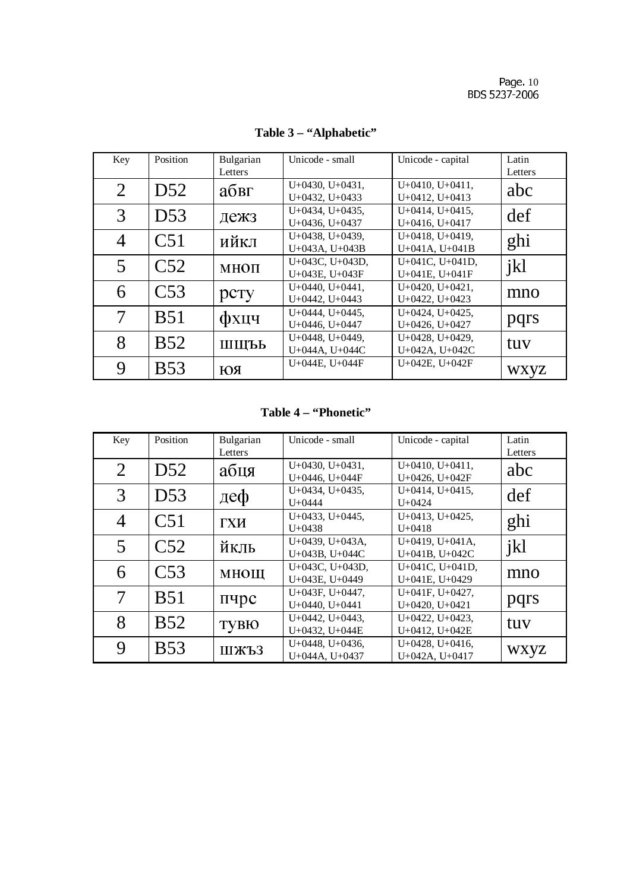**Table 3 – “Alphabetic”**

| Key | Position | Bulgarian Letters | Unicode - small | Unicode - capital | Latin Letters |
|---|---|---|---|---|---|
| 2 | D52 | абвг | U+0430, U+0431, U+0432, U+0433 | U+0410, U+0411, U+0412, U+0413 | abc |
| 3 | D53 | дежз | U+0434, U+0435, U+0436, U+0437 | U+0414, U+0415, U+0416, U+0417 | def |
| 4 | C51 | ийкл | U+0438, U+0439, U+043A, U+043B | U+0418, U+0419, U+041A, U+041B | ghi |
| 5 | C52 | мноп | U+043C, U+043D, U+043E, U+043F | U+041C, U+041D, U+041E, U+041F | jkl |
| 6 | C53 | рсту | U+0440, U+0441, U+0442, U+0443 | U+0420, U+0421, U+0422, U+0423 | mno |
| 7 | B51 | фхцч | U+0444, U+0445, U+0446, U+0447 | U+0424, U+0425, U+0426, U+0427 | pqrs |
| 8 | B52 | шщъь | U+0448, U+0449, U+044A, U+044C | U+0428, U+0429, U+042A, U+042C | tuv |
| 9 | B53 | юя | U+044E, U+044F | U+042E, U+042F | wxyz |

**Table 4 – “Phonetic”**

| Key | Position | Bulgarian Letters | Unicode - small | Unicode - capital | Latin Letters |
|---|---|---|---|---|---|
| 2 | D52 | абця | U+0430, U+0431, U+0446, U+044F | U+0410, U+0411, U+0426, U+042F | abc |
| 3 | D53 | деф | U+0434, U+0435, U+0444 | U+0414, U+0415, U+0424 | def |
| 4 | C51 | гхи | U+0433, U+0445, U+0438 | U+0413, U+0425, U+0418 | ghi |
| 5 | C52 | йкль | U+0439, U+043A, U+043B, U+044C | U+0419, U+041A, U+041B, U+042C | jkl |
| 6 | C53 | мнощ | U+043C, U+043D, U+043E, U+0449 | U+041C, U+041D, U+041E, U+0429 | mno |
| 7 | B51 | пчрс | U+043F, U+0447, U+0440, U+0441 | U+041F, U+0427, U+0420, U+0421 | pqrs |
| 8 | B52 | тувю | U+0442, U+0443, U+0432, U+044E | U+0422, U+0423, U+0412, U+042E | tuv |
| 9 | B53 | шжъз | U+0448, U+0436, U+044A, U+0437 | U+0428, U+0416, U+042A, U+0417 | wxyz |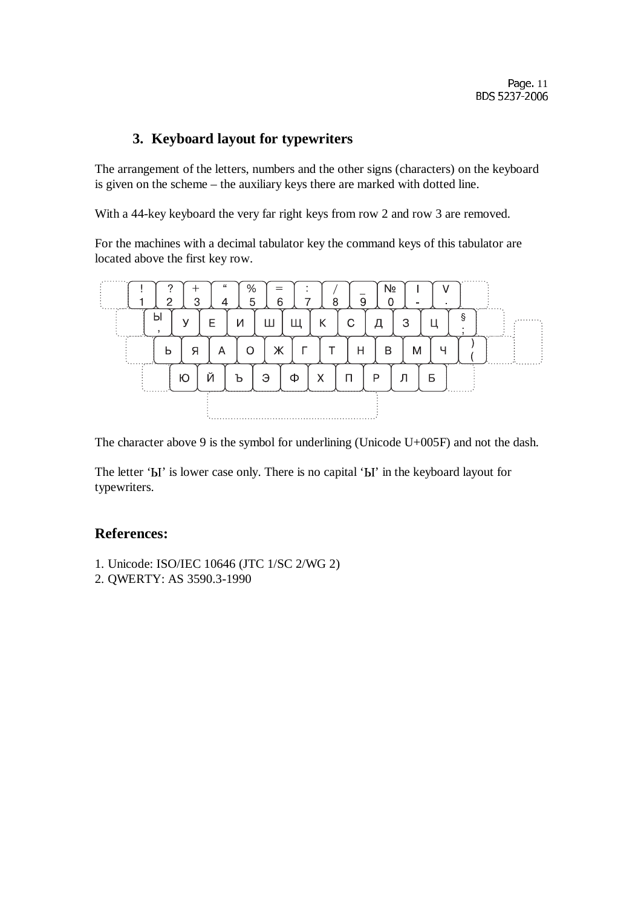## 3. Keyboard layout for typewriters

The arrangement of the letters, numbers and the other signs (characters) on the keyboard is given on the scheme – the auxiliary keys there are marked with dotted line.

With a 44-key keyboard the very far right keys from row 2 and row 3 are removed.

For the machines with a decimal tabulator key the command keys of this tabulator are located above the first key row.

! ? + “ % = : / _ № I V

1 2 3 4 5 6 7 8 9 0 - .

Ы , У Е И Ш Щ К С Д З Ц § ;

Ь Я А О Ж Г Т Н В М Ч ) (

Ю Й Ъ Э Ф Х П Р Л Б

The character above 9 is the symbol for underlining (Unicode U+005F) and not the dash.

The letter ‘Ы’ is lower case only. There is no capital ‘Ы’ in the keyboard layout for typewriters.

## References:

1. Unicode: ISO/IEC 10646 (JTC 1/SC 2/WG 2)
2. QWERTY: AS 3590.3-1990